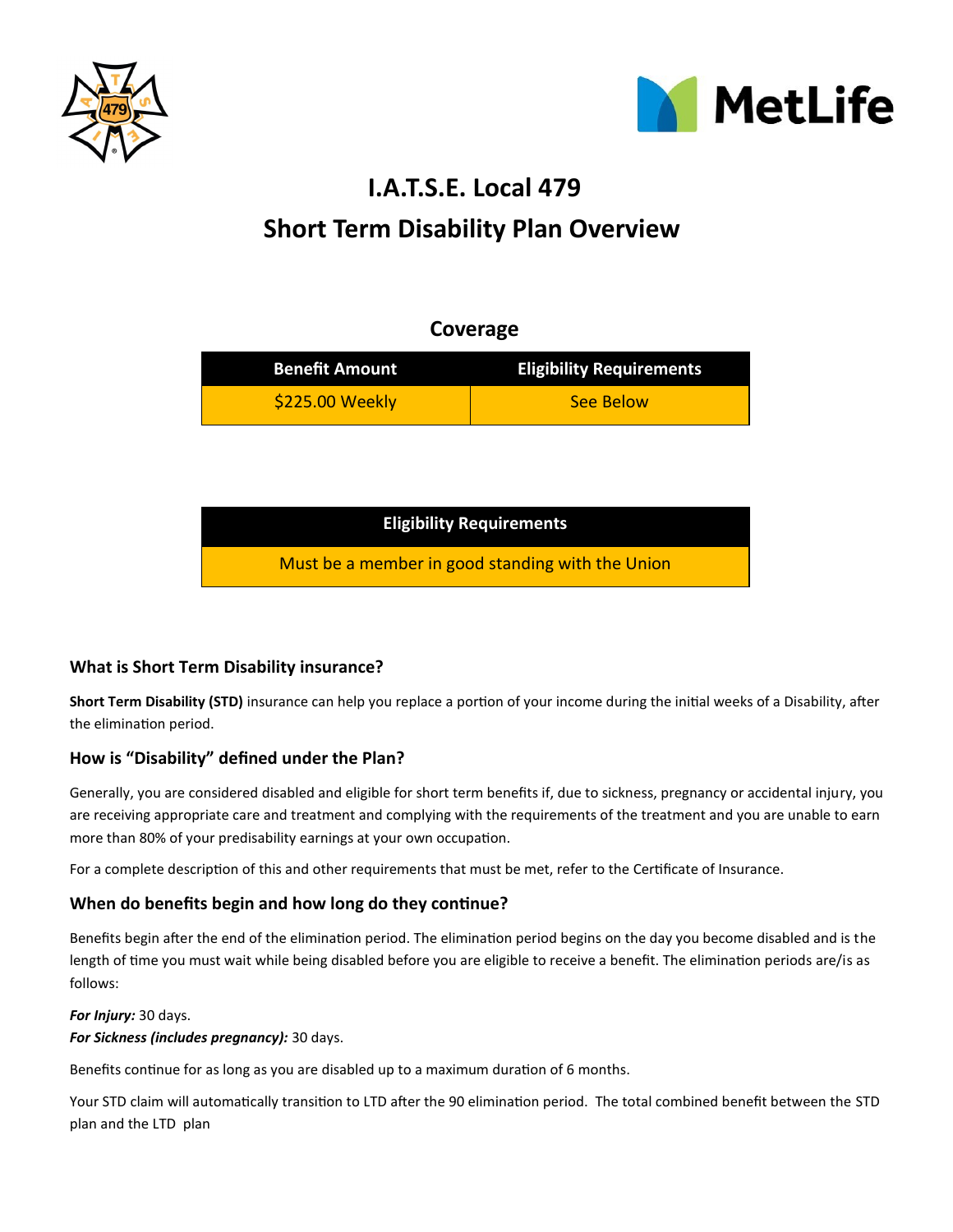# I.A.T.S.E. Local 479

# Short Term Disability Plan Overview

## Coverage

| Benefit Amount | Eligibility Requirements |
| --- | --- |
| $225.00 Weekly | See Below |

| Eligibility Requirements |
| --- |
| Must be a member in good standing with the Union |

### What is Short Term Disability insurance?

**Short Term Disability (STD)** insurance can help you replace a portion of your income during the initial weeks of a Disability, after the elimination period.

### How is "Disability" defined under the Plan?

Generally, you are considered disabled and eligible for short term benefits if, due to sickness, pregnancy or accidental injury, you are receiving appropriate care and treatment and complying with the requirements of the treatment and you are unable to earn more than 80% of your predisability earnings at your own occupation.

For a complete description of this and other requirements that must be met, refer to the Certificate of Insurance.

### When do benefits begin and how long do they continue?

Benefits begin after the end of the elimination period. The elimination period begins on the day you become disabled and is the length of time you must wait while being disabled before you are eligible to receive a benefit. The elimination periods are/is as follows:

***For Injury:*** 30 days.
***For Sickness (includes pregnancy):*** 30 days.

Benefits continue for as long as you are disabled up to a maximum duration of 6 months.

Your STD claim will automatically transition to LTD after the 90 elimination period. The total combined benefit between the STD plan and the LTD plan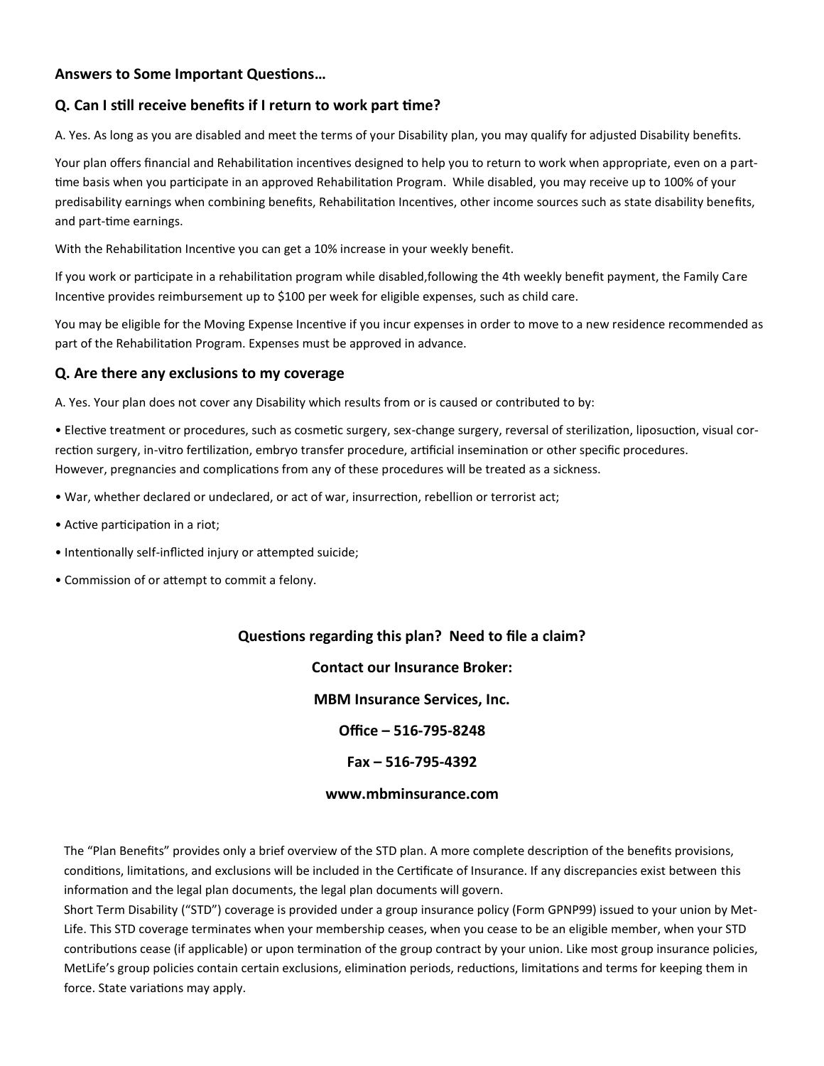### Answers to Some Important Questions…

### Q. Can I still receive benefits if I return to work part time?

A. Yes. As long as you are disabled and meet the terms of your Disability plan, you may qualify for adjusted Disability benefits.

Your plan offers financial and Rehabilitation incentives designed to help you to return to work when appropriate, even on a part-time basis when you participate in an approved Rehabilitation Program. While disabled, you may receive up to 100% of your predisability earnings when combining benefits, Rehabilitation Incentives, other income sources such as state disability benefits, and part-time earnings.

With the Rehabilitation Incentive you can get a 10% increase in your weekly benefit.

If you work or participate in a rehabilitation program while disabled,following the 4th weekly benefit payment, the Family Care Incentive provides reimbursement up to $100 per week for eligible expenses, such as child care.

You may be eligible for the Moving Expense Incentive if you incur expenses in order to move to a new residence recommended as part of the Rehabilitation Program. Expenses must be approved in advance.

### Q. Are there any exclusions to my coverage

A. Yes. Your plan does not cover any Disability which results from or is caused or contributed to by:

- Elective treatment or procedures, such as cosmetic surgery, sex-change surgery, reversal of sterilization, liposuction, visual correction surgery, in-vitro fertilization, embryo transfer procedure, artificial insemination or other specific procedures.
  However, pregnancies and complications from any of these procedures will be treated as a sickness.
- War, whether declared or undeclared, or act of war, insurrection, rebellion or terrorist act;
- Active participation in a riot;
- Intentionally self-inflicted injury or attempted suicide;
- Commission of or attempt to commit a felony.

**Questions regarding this plan? Need to file a claim?**

**Contact our Insurance Broker:**

**MBM Insurance Services, Inc.**

**Office – 516-795-8248**

**Fax – 516-795-4392**

**www.mbminsurance.com**

The "Plan Benefits" provides only a brief overview of the STD plan. A more complete description of the benefits provisions, conditions, limitations, and exclusions will be included in the Certificate of Insurance. If any discrepancies exist between this information and the legal plan documents, the legal plan documents will govern.
Short Term Disability ("STD") coverage is provided under a group insurance policy (Form GPNP99) issued to your union by MetLife. This STD coverage terminates when your membership ceases, when you cease to be an eligible member, when your STD contributions cease (if applicable) or upon termination of the group contract by your union. Like most group insurance policies, MetLife's group policies contain certain exclusions, elimination periods, reductions, limitations and terms for keeping them in force. State variations may apply.